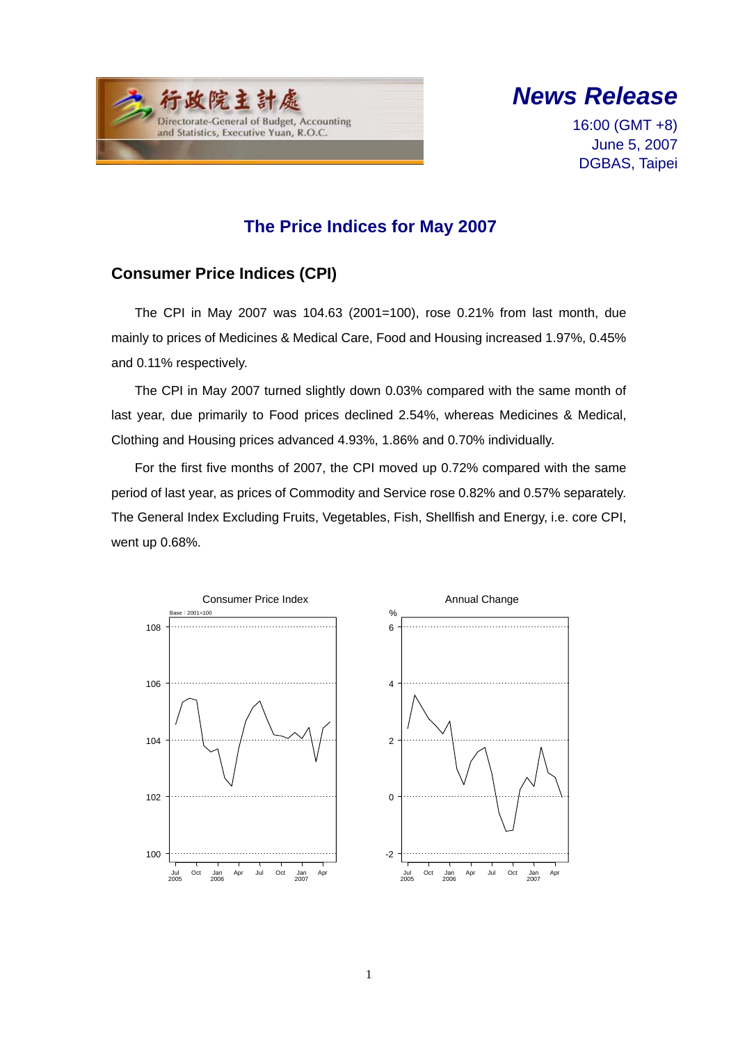行政院主計處
Directorate-General of Budget, Accounting and Statistics, Executive Yuan, R.O.C.

***News Release***

16:00 (GMT +8)
June 5, 2007
DGBAS, Taipei

# The Price Indices for May 2007

## Consumer Price Indices (CPI)

The CPI in May 2007 was 104.63 (2001=100), rose 0.21% from last month, due mainly to prices of Medicines & Medical Care, Food and Housing increased 1.97%, 0.45% and 0.11% respectively.

The CPI in May 2007 turned slightly down 0.03% compared with the same month of last year, due primarily to Food prices declined 2.54%, whereas Medicines & Medical, Clothing and Housing prices advanced 4.93%, 1.86% and 0.70% individually.

For the first five months of 2007, the CPI moved up 0.72% compared with the same period of last year, as prices of Commodity and Service rose 0.82% and 0.57% separately. The General Index Excluding Fruits, Vegetables, Fish, Shellfish and Energy, i.e. core CPI, went up 0.68%.

Consumer Price Index

Annual Change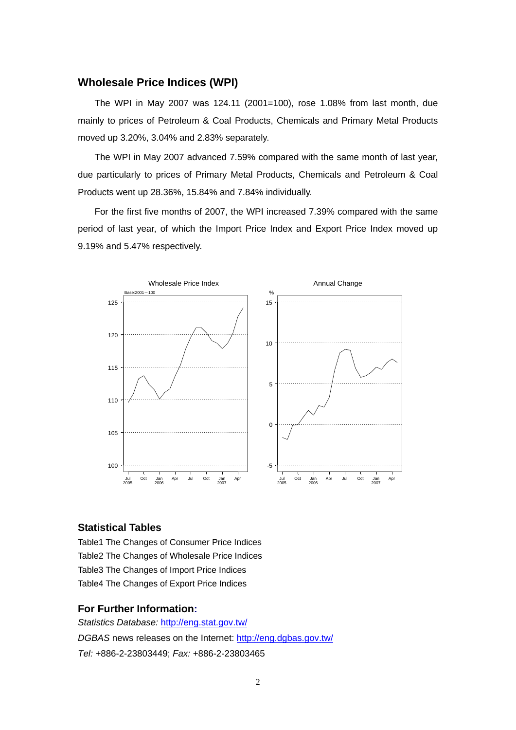## Wholesale Price Indices (WPI)

The WPI in May 2007 was 124.11 (2001=100), rose 1.08% from last month, due mainly to prices of Petroleum & Coal Products, Chemicals and Primary Metal Products moved up 3.20%, 3.04% and 2.83% separately.

The WPI in May 2007 advanced 7.59% compared with the same month of last year, due particularly to prices of Primary Metal Products, Chemicals and Petroleum & Coal Products went up 28.36%, 15.84% and 7.84% individually.

For the first five months of 2007, the WPI increased 7.39% compared with the same period of last year, of which the Import Price Index and Export Price Index moved up 9.19% and 5.47% respectively.

## Statistical Tables

Table1 The Changes of Consumer Price Indices
Table2 The Changes of Wholesale Price Indices
Table3 The Changes of Import Price Indices
Table4 The Changes of Export Price Indices

## For Further Information:

*Statistics Database:* http://eng.stat.gov.tw/
*DGBAS* news releases on the Internet: http://eng.dgbas.gov.tw/
*Tel:* +886-2-23803449; *Fax:* +886-2-23803465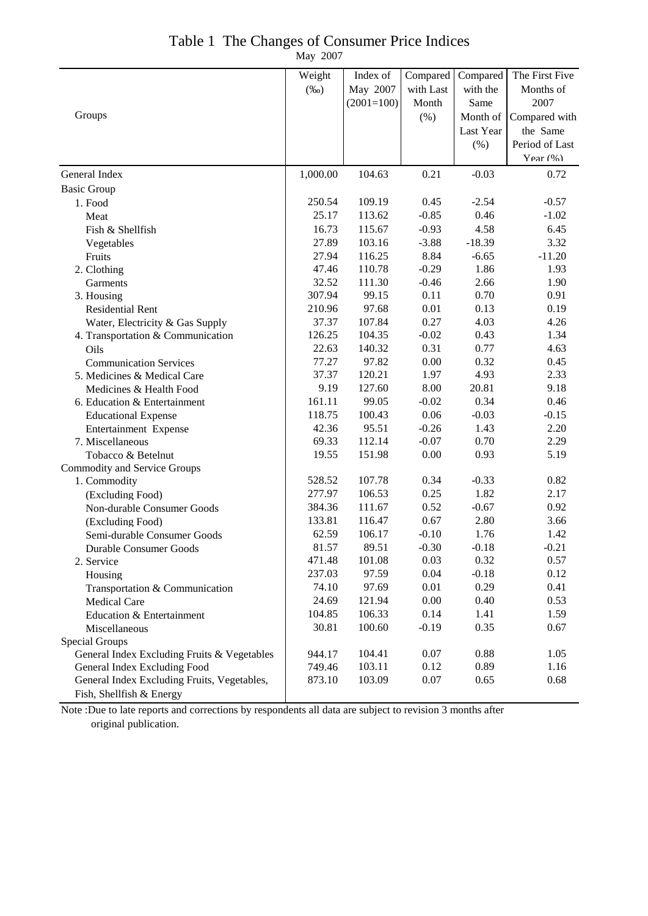# Table 1 The Changes of Consumer Price Indices

May 2007

| Groups | Weight (‰) | Index of May 2007 (2001=100) | Compared with Last Month (%) | Compared with the Same Month of Last Year (%) | The First Five Months of 2007 Compared with the Same Period of Last Year (%) |
|---|---|---|---|---|---|
| General Index | 1,000.00 | 104.63 | 0.21 | -0.03 | 0.72 |
| Basic Group | | | | | |
| 1. Food | 250.54 | 109.19 | 0.45 | -2.54 | -0.57 |
| Meat | 25.17 | 113.62 | -0.85 | 0.46 | -1.02 |
| Fish & Shellfish | 16.73 | 115.67 | -0.93 | 4.58 | 6.45 |
| Vegetables | 27.89 | 103.16 | -3.88 | -18.39 | 3.32 |
| Fruits | 27.94 | 116.25 | 8.84 | -6.65 | -11.20 |
| 2. Clothing | 47.46 | 110.78 | -0.29 | 1.86 | 1.93 |
| Garments | 32.52 | 111.30 | -0.46 | 2.66 | 1.90 |
| 3. Housing | 307.94 | 99.15 | 0.11 | 0.70 | 0.91 |
| Residential Rent | 210.96 | 97.68 | 0.01 | 0.13 | 0.19 |
| Water, Electricity & Gas Supply | 37.37 | 107.84 | 0.27 | 4.03 | 4.26 |
| 4. Transportation & Communication | 126.25 | 104.35 | -0.02 | 0.43 | 1.34 |
| Oils | 22.63 | 140.32 | 0.31 | 0.77 | 4.63 |
| Communication Services | 77.27 | 97.82 | 0.00 | 0.32 | 0.45 |
| 5. Medicines & Medical Care | 37.37 | 120.21 | 1.97 | 4.93 | 2.33 |
| Medicines & Health Food | 9.19 | 127.60 | 8.00 | 20.81 | 9.18 |
| 6. Education & Entertainment | 161.11 | 99.05 | -0.02 | 0.34 | 0.46 |
| Educational Expense | 118.75 | 100.43 | 0.06 | -0.03 | -0.15 |
| Entertainment Expense | 42.36 | 95.51 | -0.26 | 1.43 | 2.20 |
| 7. Miscellaneous | 69.33 | 112.14 | -0.07 | 0.70 | 2.29 |
| Tobacco & Betelnut | 19.55 | 151.98 | 0.00 | 0.93 | 5.19 |
| Commodity and Service Groups | | | | | |
| 1. Commodity | 528.52 | 107.78 | 0.34 | -0.33 | 0.82 |
| (Excluding Food) | 277.97 | 106.53 | 0.25 | 1.82 | 2.17 |
| Non-durable Consumer Goods | 384.36 | 111.67 | 0.52 | -0.67 | 0.92 |
| (Excluding Food) | 133.81 | 116.47 | 0.67 | 2.80 | 3.66 |
| Semi-durable Consumer Goods | 62.59 | 106.17 | -0.10 | 1.76 | 1.42 |
| Durable Consumer Goods | 81.57 | 89.51 | -0.30 | -0.18 | -0.21 |
| 2. Service | 471.48 | 101.08 | 0.03 | 0.32 | 0.57 |
| Housing | 237.03 | 97.59 | 0.04 | -0.18 | 0.12 |
| Transportation & Communication | 74.10 | 97.69 | 0.01 | 0.29 | 0.41 |
| Medical Care | 24.69 | 121.94 | 0.00 | 0.40 | 0.53 |
| Education & Entertainment | 104.85 | 106.33 | 0.14 | 1.41 | 1.59 |
| Miscellaneous | 30.81 | 100.60 | -0.19 | 0.35 | 0.67 |
| Special Groups | | | | | |
| General Index Excluding Fruits & Vegetables | 944.17 | 104.41 | 0.07 | 0.88 | 1.05 |
| General Index Excluding Food | 749.46 | 103.11 | 0.12 | 0.89 | 1.16 |
| General Index Excluding Fruits, Vegetables, Fish, Shellfish & Energy | 873.10 | 103.09 | 0.07 | 0.65 | 0.68 |

Note :Due to late reports and corrections by respondents all data are subject to revision 3 months after original publication.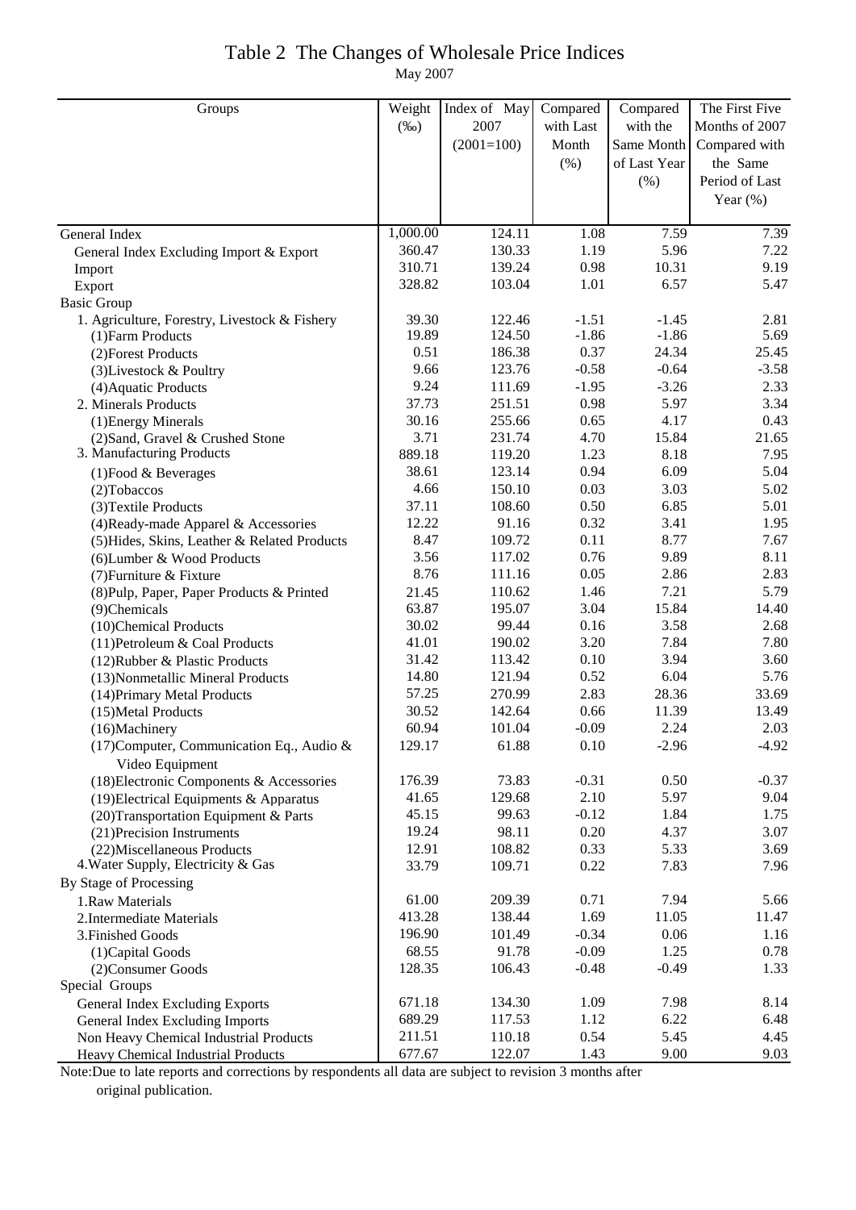# Table 2 The Changes of Wholesale Price Indices

May 2007

| Groups | Weight (‰) | Index of May 2007 (2001=100) | Compared with Last Month (%) | Compared with the Same Month of Last Year (%) | The First Five Months of 2007 Compared with the Same Period of Last Year (%) |
|---|---|---|---|---|---|
| General Index | 1,000.00 | 124.11 | 1.08 | 7.59 | 7.39 |
| General Index Excluding Import & Export | 360.47 | 130.33 | 1.19 | 5.96 | 7.22 |
| Import | 310.71 | 139.24 | 0.98 | 10.31 | 9.19 |
| Export | 328.82 | 103.04 | 1.01 | 6.57 | 5.47 |
| Basic Group | | | | | |
| 1. Agriculture, Forestry, Livestock & Fishery | 39.30 | 122.46 | -1.51 | -1.45 | 2.81 |
| (1)Farm Products | 19.89 | 124.50 | -1.86 | -1.86 | 5.69 |
| (2)Forest Products | 0.51 | 186.38 | 0.37 | 24.34 | 25.45 |
| (3)Livestock & Poultry | 9.66 | 123.76 | -0.58 | -0.64 | -3.58 |
| (4)Aquatic Products | 9.24 | 111.69 | -1.95 | -3.26 | 2.33 |
| 2. Minerals Products | 37.73 | 251.51 | 0.98 | 5.97 | 3.34 |
| (1)Energy Minerals | 30.16 | 255.66 | 0.65 | 4.17 | 0.43 |
| (2)Sand, Gravel & Crushed Stone | 3.71 | 231.74 | 4.70 | 15.84 | 21.65 |
| 3. Manufacturing Products | 889.18 | 119.20 | 1.23 | 8.18 | 7.95 |
| (1)Food & Beverages | 38.61 | 123.14 | 0.94 | 6.09 | 5.04 |
| (2)Tobaccos | 4.66 | 150.10 | 0.03 | 3.03 | 5.02 |
| (3)Textile Products | 37.11 | 108.60 | 0.50 | 6.85 | 5.01 |
| (4)Ready-made Apparel & Accessories | 12.22 | 91.16 | 0.32 | 3.41 | 1.95 |
| (5)Hides, Skins, Leather & Related Products | 8.47 | 109.72 | 0.11 | 8.77 | 7.67 |
| (6)Lumber & Wood Products | 3.56 | 117.02 | 0.76 | 9.89 | 8.11 |
| (7)Furniture & Fixture | 8.76 | 111.16 | 0.05 | 2.86 | 2.83 |
| (8)Pulp, Paper, Paper Products & Printed | 21.45 | 110.62 | 1.46 | 7.21 | 5.79 |
| (9)Chemicals | 63.87 | 195.07 | 3.04 | 15.84 | 14.40 |
| (10)Chemical Products | 30.02 | 99.44 | 0.16 | 3.58 | 2.68 |
| (11)Petroleum & Coal Products | 41.01 | 190.02 | 3.20 | 7.84 | 7.80 |
| (12)Rubber & Plastic Products | 31.42 | 113.42 | 0.10 | 3.94 | 3.60 |
| (13)Nonmetallic Mineral Products | 14.80 | 121.94 | 0.52 | 6.04 | 5.76 |
| (14)Primary Metal Products | 57.25 | 270.99 | 2.83 | 28.36 | 33.69 |
| (15)Metal Products | 30.52 | 142.64 | 0.66 | 11.39 | 13.49 |
| (16)Machinery | 60.94 | 101.04 | -0.09 | 2.24 | 2.03 |
| (17)Computer, Communication Eq., Audio & Video Equipment | 129.17 | 61.88 | 0.10 | -2.96 | -4.92 |
| (18)Electronic Components & Accessories | 176.39 | 73.83 | -0.31 | 0.50 | -0.37 |
| (19)Electrical Equipments & Apparatus | 41.65 | 129.68 | 2.10 | 5.97 | 9.04 |
| (20)Transportation Equipment & Parts | 45.15 | 99.63 | -0.12 | 1.84 | 1.75 |
| (21)Precision Instruments | 19.24 | 98.11 | 0.20 | 4.37 | 3.07 |
| (22)Miscellaneous Products | 12.91 | 108.82 | 0.33 | 5.33 | 3.69 |
| 4.Water Supply, Electricity & Gas | 33.79 | 109.71 | 0.22 | 7.83 | 7.96 |
| By Stage of Processing | | | | | |
| 1.Raw Materials | 61.00 | 209.39 | 0.71 | 7.94 | 5.66 |
| 2.Intermediate Materials | 413.28 | 138.44 | 1.69 | 11.05 | 11.47 |
| 3.Finished Goods | 196.90 | 101.49 | -0.34 | 0.06 | 1.16 |
| (1)Capital Goods | 68.55 | 91.78 | -0.09 | 1.25 | 0.78 |
| (2)Consumer Goods | 128.35 | 106.43 | -0.48 | -0.49 | 1.33 |
| Special Groups | | | | | |
| General Index Excluding Exports | 671.18 | 134.30 | 1.09 | 7.98 | 8.14 |
| General Index Excluding Imports | 689.29 | 117.53 | 1.12 | 6.22 | 6.48 |
| Non Heavy Chemical Industrial Products | 211.51 | 110.18 | 0.54 | 5.45 | 4.45 |
| Heavy Chemical Industrial Products | 677.67 | 122.07 | 1.43 | 9.00 | 9.03 |

Note:Due to late reports and corrections by respondents all data are subject to revision 3 months after original publication.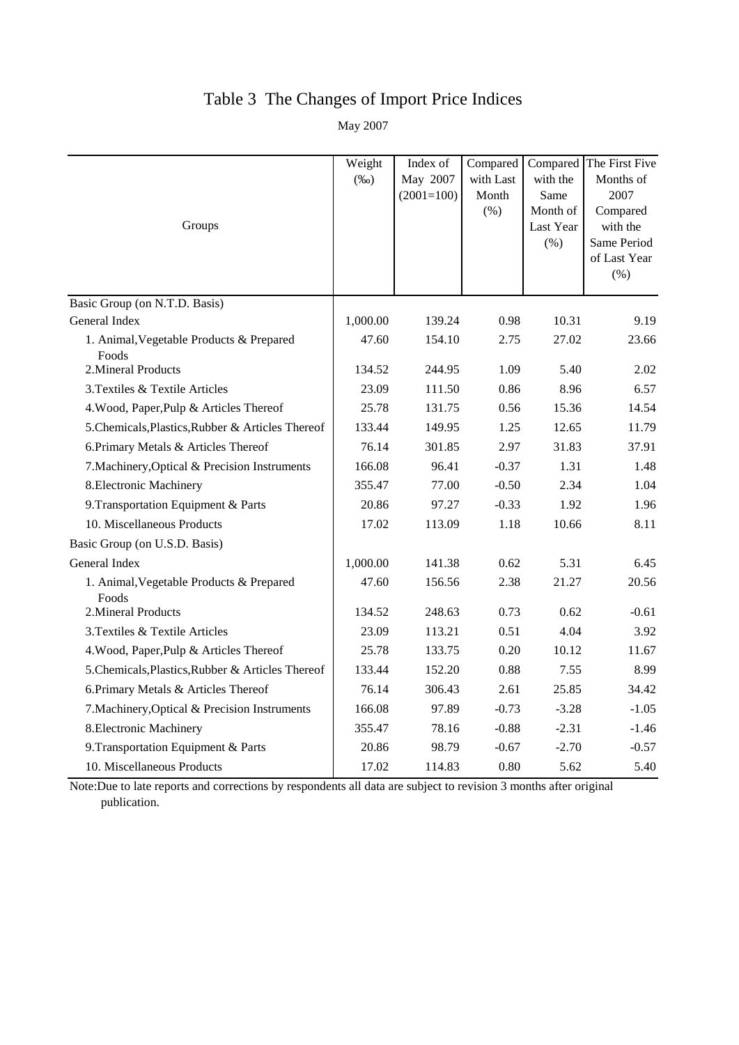# Table 3 The Changes of Import Price Indices

May 2007

| Groups | Weight (‰) | Index of May 2007 (2001=100) | Compared with Last Month (%) | Compared with the Same Month of Last Year (%) | The First Five Months of 2007 Compared with the Same Period of Last Year (%) |
|---|---|---|---|---|---|
| Basic Group (on N.T.D. Basis) | | | | | |
| General Index | 1,000.00 | 139.24 | 0.98 | 10.31 | 9.19 |
| 1. Animal,Vegetable Products & Prepared Foods | 47.60 | 154.10 | 2.75 | 27.02 | 23.66 |
| 2.Mineral Products | 134.52 | 244.95 | 1.09 | 5.40 | 2.02 |
| 3.Textiles & Textile Articles | 23.09 | 111.50 | 0.86 | 8.96 | 6.57 |
| 4.Wood, Paper,Pulp & Articles Thereof | 25.78 | 131.75 | 0.56 | 15.36 | 14.54 |
| 5.Chemicals,Plastics,Rubber & Articles Thereof | 133.44 | 149.95 | 1.25 | 12.65 | 11.79 |
| 6.Primary Metals & Articles Thereof | 76.14 | 301.85 | 2.97 | 31.83 | 37.91 |
| 7.Machinery,Optical & Precision Instruments | 166.08 | 96.41 | -0.37 | 1.31 | 1.48 |
| 8.Electronic Machinery | 355.47 | 77.00 | -0.50 | 2.34 | 1.04 |
| 9.Transportation Equipment & Parts | 20.86 | 97.27 | -0.33 | 1.92 | 1.96 |
| 10. Miscellaneous Products | 17.02 | 113.09 | 1.18 | 10.66 | 8.11 |
| Basic Group (on U.S.D. Basis) | | | | | |
| General Index | 1,000.00 | 141.38 | 0.62 | 5.31 | 6.45 |
| 1. Animal,Vegetable Products & Prepared Foods | 47.60 | 156.56 | 2.38 | 21.27 | 20.56 |
| 2.Mineral Products | 134.52 | 248.63 | 0.73 | 0.62 | -0.61 |
| 3.Textiles & Textile Articles | 23.09 | 113.21 | 0.51 | 4.04 | 3.92 |
| 4.Wood, Paper,Pulp & Articles Thereof | 25.78 | 133.75 | 0.20 | 10.12 | 11.67 |
| 5.Chemicals,Plastics,Rubber & Articles Thereof | 133.44 | 152.20 | 0.88 | 7.55 | 8.99 |
| 6.Primary Metals & Articles Thereof | 76.14 | 306.43 | 2.61 | 25.85 | 34.42 |
| 7.Machinery,Optical & Precision Instruments | 166.08 | 97.89 | -0.73 | -3.28 | -1.05 |
| 8.Electronic Machinery | 355.47 | 78.16 | -0.88 | -2.31 | -1.46 |
| 9.Transportation Equipment & Parts | 20.86 | 98.79 | -0.67 | -2.70 | -0.57 |
| 10. Miscellaneous Products | 17.02 | 114.83 | 0.80 | 5.62 | 5.40 |

Note:Due to late reports and corrections by respondents all data are subject to revision 3 months after original publication.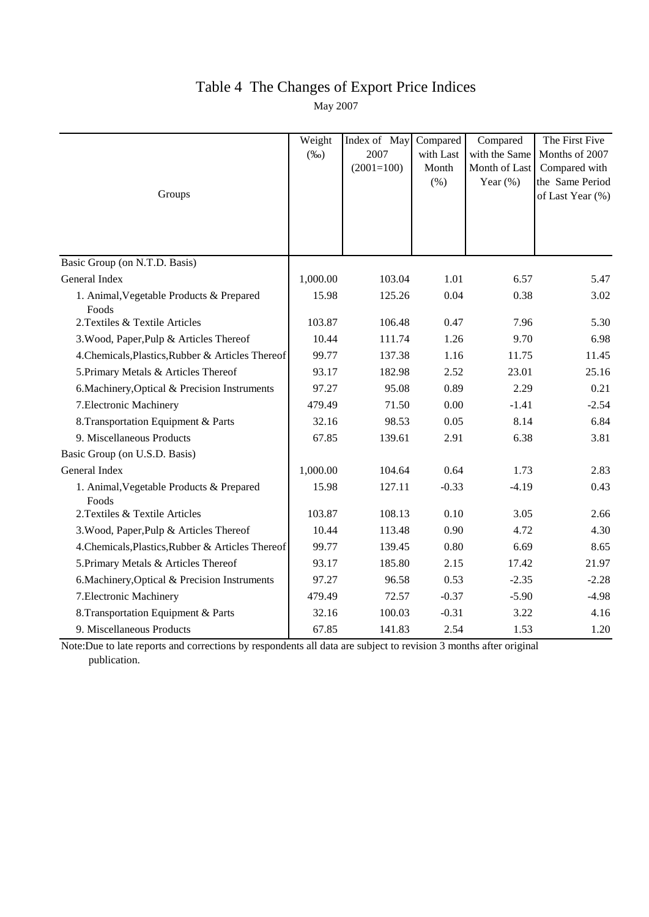# Table 4 The Changes of Export Price Indices

May 2007

| Groups | Weight (‰) | Index of May 2007 (2001=100) | Compared with Last Month (%) | Compared with the Same Month of Last Year (%) | The First Five Months of 2007 Compared with the Same Period of Last Year (%) |
|---|---|---|---|---|---|
| Basic Group (on N.T.D. Basis) | | | | | |
| General Index | 1,000.00 | 103.04 | 1.01 | 6.57 | 5.47 |
| 1. Animal,Vegetable Products & Prepared Foods | 15.98 | 125.26 | 0.04 | 0.38 | 3.02 |
| 2.Textiles & Textile Articles | 103.87 | 106.48 | 0.47 | 7.96 | 5.30 |
| 3.Wood, Paper,Pulp & Articles Thereof | 10.44 | 111.74 | 1.26 | 9.70 | 6.98 |
| 4.Chemicals,Plastics,Rubber & Articles Thereof | 99.77 | 137.38 | 1.16 | 11.75 | 11.45 |
| 5.Primary Metals & Articles Thereof | 93.17 | 182.98 | 2.52 | 23.01 | 25.16 |
| 6.Machinery,Optical & Precision Instruments | 97.27 | 95.08 | 0.89 | 2.29 | 0.21 |
| 7.Electronic Machinery | 479.49 | 71.50 | 0.00 | -1.41 | -2.54 |
| 8.Transportation Equipment & Parts | 32.16 | 98.53 | 0.05 | 8.14 | 6.84 |
| 9. Miscellaneous Products | 67.85 | 139.61 | 2.91 | 6.38 | 3.81 |
| Basic Group (on U.S.D. Basis) | | | | | |
| General Index | 1,000.00 | 104.64 | 0.64 | 1.73 | 2.83 |
| 1. Animal,Vegetable Products & Prepared Foods | 15.98 | 127.11 | -0.33 | -4.19 | 0.43 |
| 2.Textiles & Textile Articles | 103.87 | 108.13 | 0.10 | 3.05 | 2.66 |
| 3.Wood, Paper,Pulp & Articles Thereof | 10.44 | 113.48 | 0.90 | 4.72 | 4.30 |
| 4.Chemicals,Plastics,Rubber & Articles Thereof | 99.77 | 139.45 | 0.80 | 6.69 | 8.65 |
| 5.Primary Metals & Articles Thereof | 93.17 | 185.80 | 2.15 | 17.42 | 21.97 |
| 6.Machinery,Optical & Precision Instruments | 97.27 | 96.58 | 0.53 | -2.35 | -2.28 |
| 7.Electronic Machinery | 479.49 | 72.57 | -0.37 | -5.90 | -4.98 |
| 8.Transportation Equipment & Parts | 32.16 | 100.03 | -0.31 | 3.22 | 4.16 |
| 9. Miscellaneous Products | 67.85 | 141.83 | 2.54 | 1.53 | 1.20 |

Note:Due to late reports and corrections by respondents all data are subject to revision 3 months after original publication.